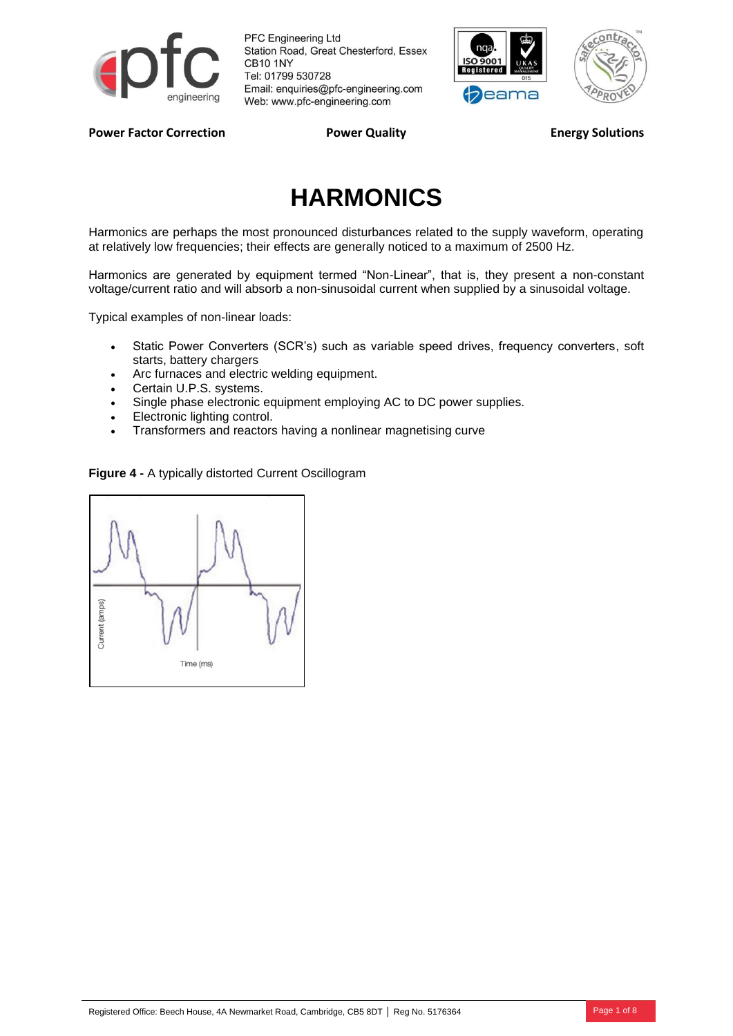PFC Engineering Ltd
Station Road, Great Chesterford, Essex
CB10 1NY
Tel: 01799 530728
Email: enquiries@pfc-engineering.com
Web: www.pfc-engineering.com

**Power Factor Correction** **Power Quality** **Energy Solutions**

# HARMONICS

Harmonics are perhaps the most pronounced disturbances related to the supply waveform, operating at relatively low frequencies; their effects are generally noticed to a maximum of 2500 Hz.

Harmonics are generated by equipment termed "Non-Linear", that is, they present a non-constant voltage/current ratio and will absorb a non-sinusoidal current when supplied by a sinusoidal voltage.

Typical examples of non-linear loads:

- Static Power Converters (SCR's) such as variable speed drives, frequency converters, soft starts, battery chargers
- Arc furnaces and electric welding equipment.
- Certain U.P.S. systems.
- Single phase electronic equipment employing AC to DC power supplies.
- Electronic lighting control.
- Transformers and reactors having a nonlinear magnetising curve

**Figure 4 -** A typically distorted Current Oscillogram

Current (amps)

Time (ms)

Registered Office: Beech House, 4A Newmarket Road, Cambridge, CB5 8DT | Reg No. 5176364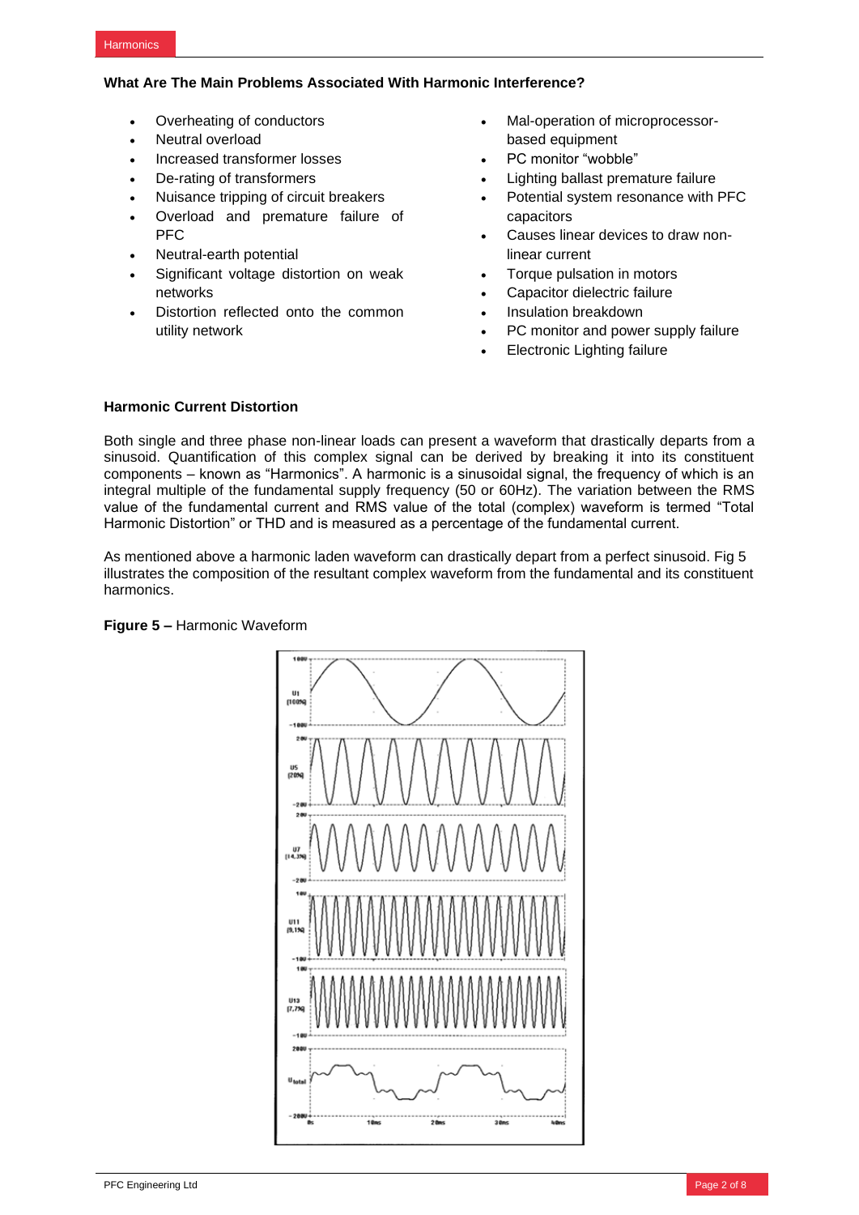### What Are The Main Problems Associated With Harmonic Interference?

- Overheating of conductors
- Neutral overload
- Increased transformer losses
- De-rating of transformers
- Nuisance tripping of circuit breakers
- Overload and premature failure of PFC
- Neutral-earth potential
- Significant voltage distortion on weak networks
- Distortion reflected onto the common utility network
- Mal-operation of microprocessor-based equipment
- PC monitor "wobble"
- Lighting ballast premature failure
- Potential system resonance with PFC capacitors
- Causes linear devices to draw non-linear current
- Torque pulsation in motors
- Capacitor dielectric failure
- Insulation breakdown
- PC monitor and power supply failure
- Electronic Lighting failure

### Harmonic Current Distortion

Both single and three phase non-linear loads can present a waveform that drastically departs from a sinusoid. Quantification of this complex signal can be derived by breaking it into its constituent components – known as "Harmonics". A harmonic is a sinusoidal signal, the frequency of which is an integral multiple of the fundamental supply frequency (50 or 60Hz). The variation between the RMS value of the fundamental current and RMS value of the total (complex) waveform is termed "Total Harmonic Distortion" or THD and is measured as a percentage of the fundamental current.

As mentioned above a harmonic laden waveform can drastically depart from a perfect sinusoid. Fig 5 illustrates the composition of the resultant complex waveform from the fundamental and its constituent harmonics.

**Figure 5 –** Harmonic Waveform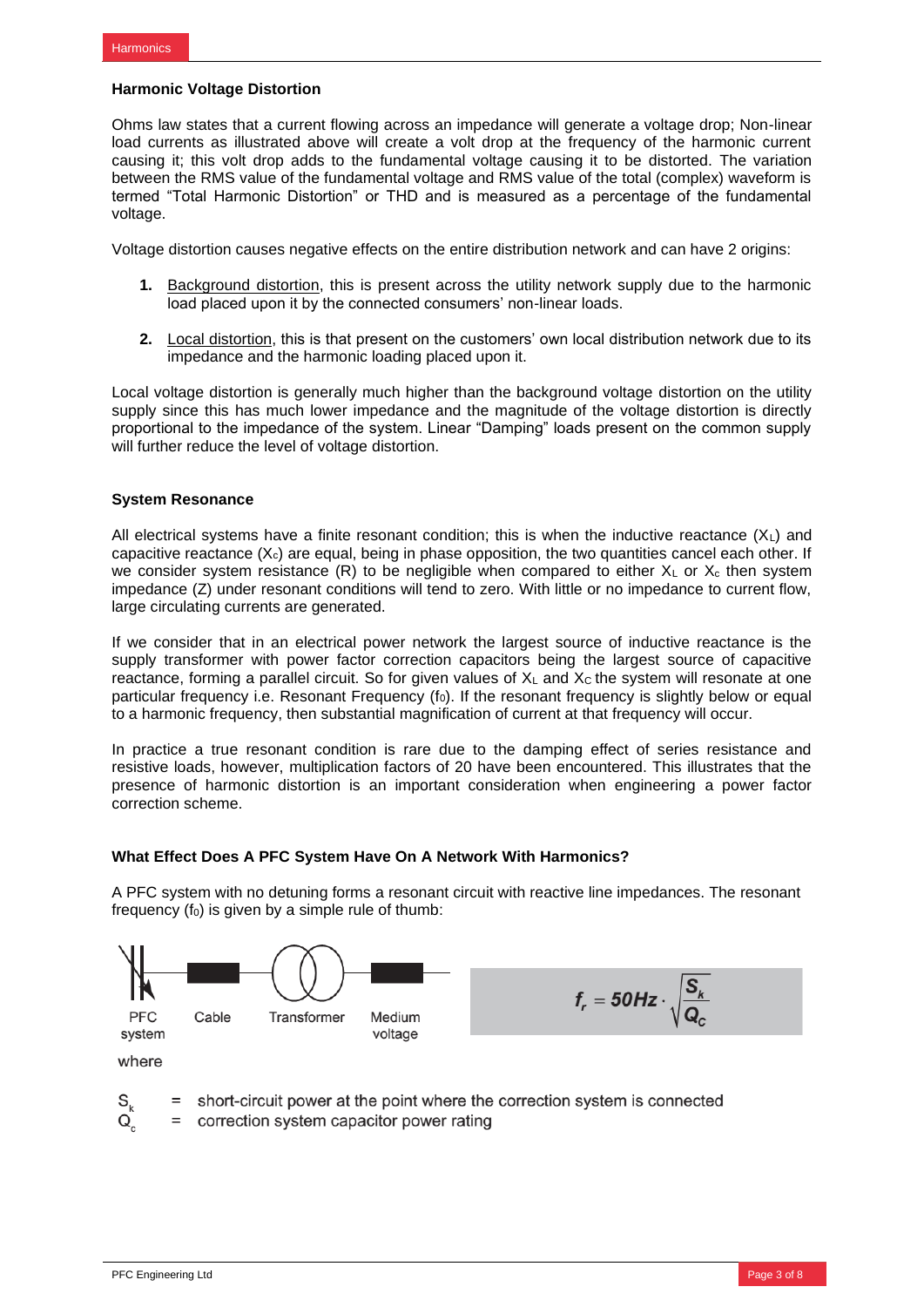### Harmonic Voltage Distortion

Ohms law states that a current flowing across an impedance will generate a voltage drop; Non-linear load currents as illustrated above will create a volt drop at the frequency of the harmonic current causing it; this volt drop adds to the fundamental voltage causing it to be distorted. The variation between the RMS value of the fundamental voltage and RMS value of the total (complex) waveform is termed "Total Harmonic Distortion" or THD and is measured as a percentage of the fundamental voltage.

Voltage distortion causes negative effects on the entire distribution network and can have 2 origins:

1. Background distortion, this is present across the utility network supply due to the harmonic load placed upon it by the connected consumers' non-linear loads.

2. Local distortion, this is that present on the customers' own local distribution network due to its impedance and the harmonic loading placed upon it.

Local voltage distortion is generally much higher than the background voltage distortion on the utility supply since this has much lower impedance and the magnitude of the voltage distortion is directly proportional to the impedance of the system. Linear "Damping" loads present on the common supply will further reduce the level of voltage distortion.

### System Resonance

All electrical systems have a finite resonant condition; this is when the inductive reactance ($X_L$) and capacitive reactance ($X_c$) are equal, being in phase opposition, the two quantities cancel each other. If we consider system resistance (R) to be negligible when compared to either $X_L$ or $X_c$ then system impedance (Z) under resonant conditions will tend to zero. With little or no impedance to current flow, large circulating currents are generated.

If we consider that in an electrical power network the largest source of inductive reactance is the supply transformer with power factor correction capacitors being the largest source of capacitive reactance, forming a parallel circuit. So for given values of $X_L$ and $X_C$ the system will resonate at one particular frequency i.e. Resonant Frequency ($f_0$). If the resonant frequency is slightly below or equal to a harmonic frequency, then substantial magnification of current at that frequency will occur.

In practice a true resonant condition is rare due to the damping effect of series resistance and resistive loads, however, multiplication factors of 20 have been encountered. This illustrates that the presence of harmonic distortion is an important consideration when engineering a power factor correction scheme.

### What Effect Does A PFC System Have On A Network With Harmonics?

A PFC system with no detuning forms a resonant circuit with reactive line impedances. The resonant frequency ($f_0$) is given by a simple rule of thumb:

PFC system — Cable — Transformer — Medium voltage

$$f_r = 50Hz \cdot \sqrt{\frac{S_k}{Q_C}}$$

where

$S_k$ = short-circuit power at the point where the correction system is connected
$Q_c$ = correction system capacitor power rating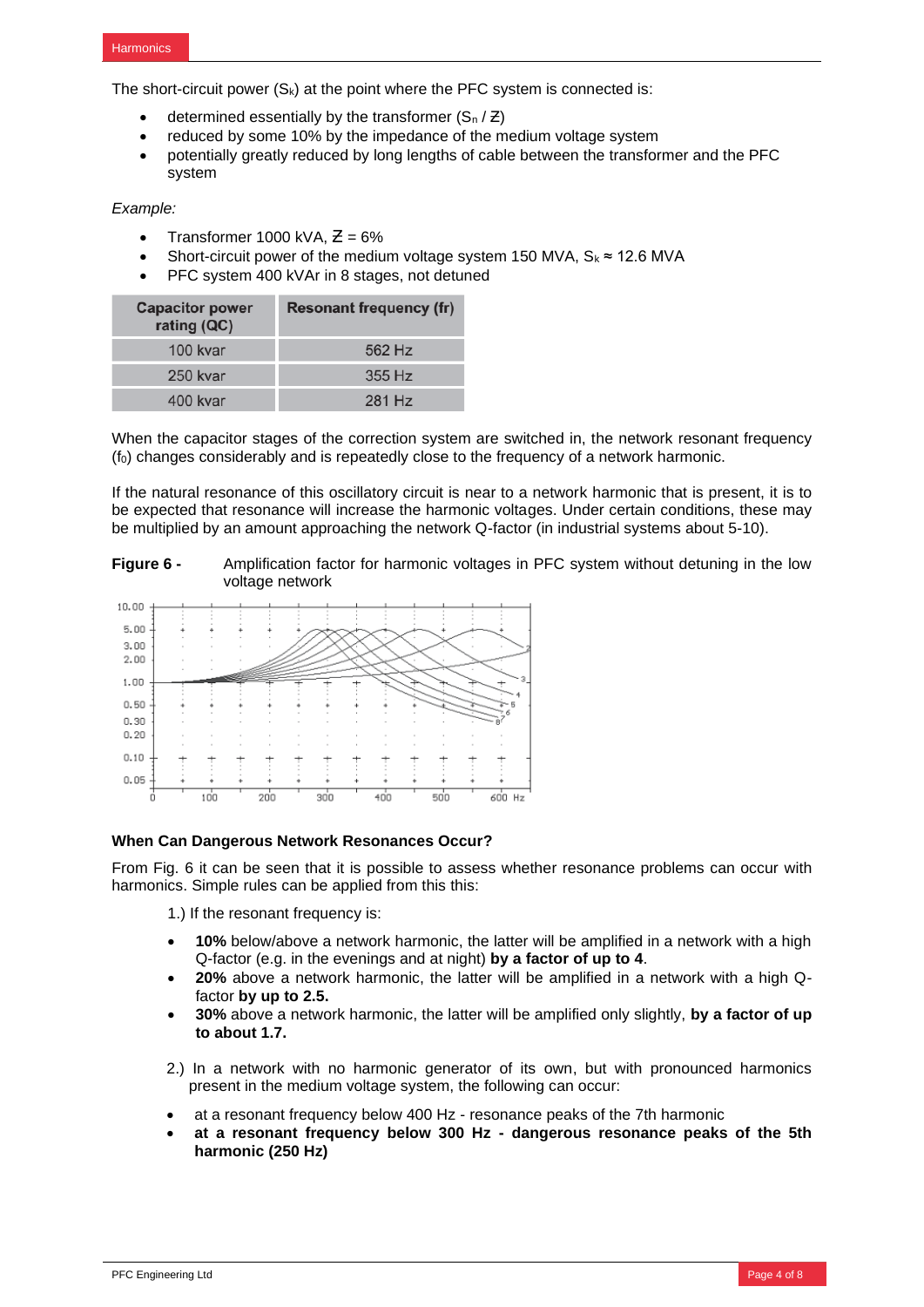The short-circuit power ($S_k$) at the point where the PFC system is connected is:

- determined essentially by the transformer ($S_n$ / Ƶ)
- reduced by some 10% by the impedance of the medium voltage system
- potentially greatly reduced by long lengths of cable between the transformer and the PFC system

*Example:*

- Transformer 1000 kVA, Ƶ = 6%
- Short-circuit power of the medium voltage system 150 MVA, $S_k \approx$ 12.6 MVA
- PFC system 400 kVAr in 8 stages, not detuned

| Capacitor power rating (QC) | Resonant frequency (fr) |
|---|---|
| 100 kvar | 562 Hz |
| 250 kvar | 355 Hz |
| 400 kvar | 281 Hz |

When the capacitor stages of the correction system are switched in, the network resonant frequency ($f_0$) changes considerably and is repeatedly close to the frequency of a network harmonic.

If the natural resonance of this oscillatory circuit is near to a network harmonic that is present, it is to be expected that resonance will increase the harmonic voltages. Under certain conditions, these may be multiplied by an amount approaching the network Q-factor (in industrial systems about 5-10).

**Figure 6 -** Amplification factor for harmonic voltages in PFC system without detuning in the low voltage network

**When Can Dangerous Network Resonances Occur?**

From Fig. 6 it can be seen that it is possible to assess whether resonance problems can occur with harmonics. Simple rules can be applied from this this:

1.) If the resonant frequency is:

- **10%** below/above a network harmonic, the latter will be amplified in a network with a high Q-factor (e.g. in the evenings and at night) **by a factor of up to 4**.
- **20%** above a network harmonic, the latter will be amplified in a network with a high Q-factor **by up to 2.5.**
- **30%** above a network harmonic, the latter will be amplified only slightly, **by a factor of up to about 1.7.**

2.) In a network with no harmonic generator of its own, but with pronounced harmonics present in the medium voltage system, the following can occur:

- at a resonant frequency below 400 Hz - resonance peaks of the 7th harmonic
- **at a resonant frequency below 300 Hz - dangerous resonance peaks of the 5th harmonic (250 Hz)**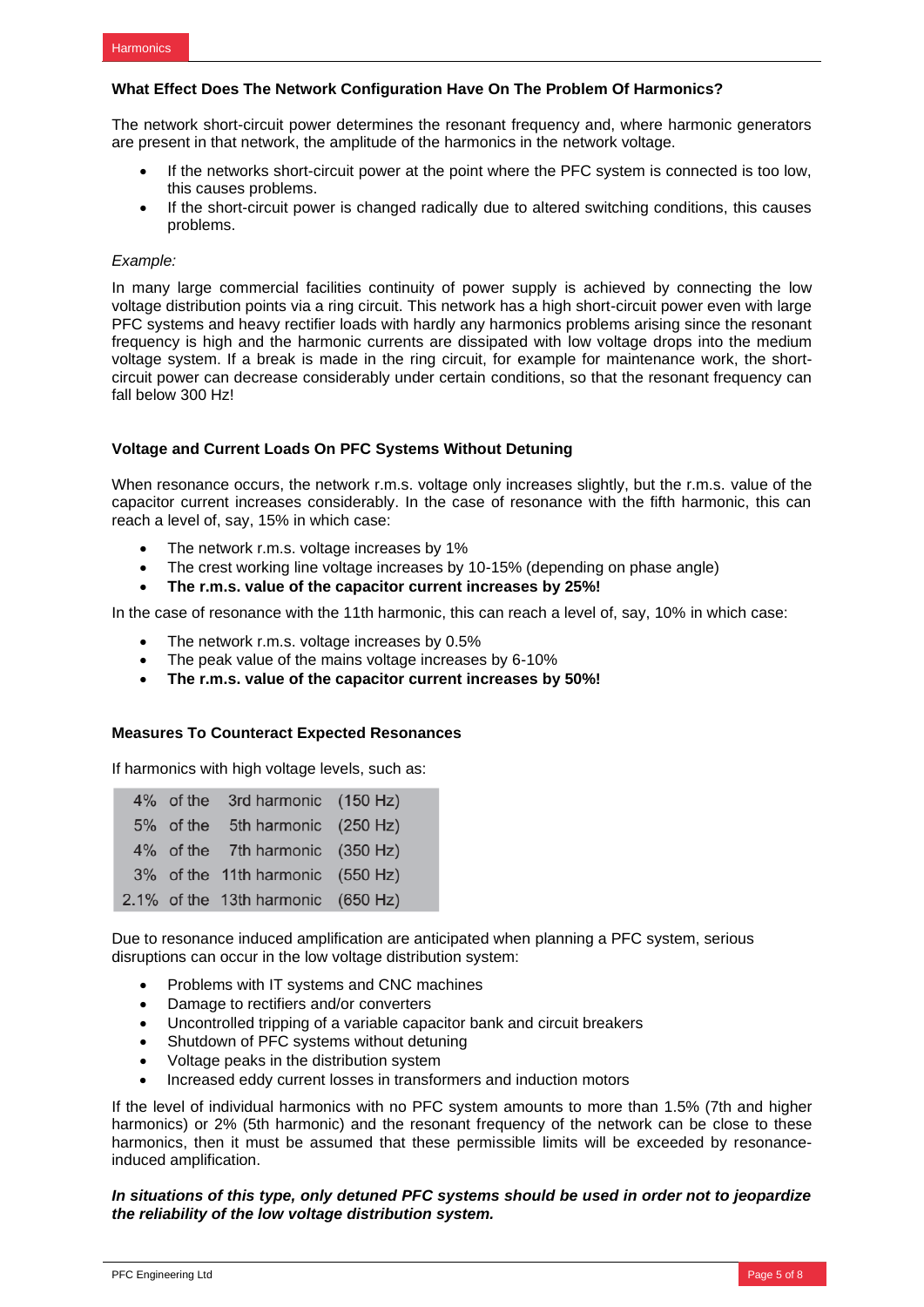### What Effect Does The Network Configuration Have On The Problem Of Harmonics?

The network short-circuit power determines the resonant frequency and, where harmonic generators are present in that network, the amplitude of the harmonics in the network voltage.

- If the networks short-circuit power at the point where the PFC system is connected is too low, this causes problems.
- If the short-circuit power is changed radically due to altered switching conditions, this causes problems.

*Example:*

In many large commercial facilities continuity of power supply is achieved by connecting the low voltage distribution points via a ring circuit. This network has a high short-circuit power even with large PFC systems and heavy rectifier loads with hardly any harmonics problems arising since the resonant frequency is high and the harmonic currents are dissipated with low voltage drops into the medium voltage system. If a break is made in the ring circuit, for example for maintenance work, the short-circuit power can decrease considerably under certain conditions, so that the resonant frequency can fall below 300 Hz!

### Voltage and Current Loads On PFC Systems Without Detuning

When resonance occurs, the network r.m.s. voltage only increases slightly, but the r.m.s. value of the capacitor current increases considerably. In the case of resonance with the fifth harmonic, this can reach a level of, say, 15% in which case:

- The network r.m.s. voltage increases by 1%
- The crest working line voltage increases by 10-15% (depending on phase angle)
- **The r.m.s. value of the capacitor current increases by 25%!**

In the case of resonance with the 11th harmonic, this can reach a level of, say, 10% in which case:

- The network r.m.s. voltage increases by 0.5%
- The peak value of the mains voltage increases by 6-10%
- **The r.m.s. value of the capacitor current increases by 50%!**

### Measures To Counteract Expected Resonances

If harmonics with high voltage levels, such as:

| | | | |
|---|---|---|---|
| 4% | of the | 3rd harmonic | (150 Hz) |
| 5% | of the | 5th harmonic | (250 Hz) |
| 4% | of the | 7th harmonic | (350 Hz) |
| 3% | of the | 11th harmonic | (550 Hz) |
| 2.1% | of the | 13th harmonic | (650 Hz) |

Due to resonance induced amplification are anticipated when planning a PFC system, serious disruptions can occur in the low voltage distribution system:

- Problems with IT systems and CNC machines
- Damage to rectifiers and/or converters
- Uncontrolled tripping of a variable capacitor bank and circuit breakers
- Shutdown of PFC systems without detuning
- Voltage peaks in the distribution system
- Increased eddy current losses in transformers and induction motors

If the level of individual harmonics with no PFC system amounts to more than 1.5% (7th and higher harmonics) or 2% (5th harmonic) and the resonant frequency of the network can be close to these harmonics, then it must be assumed that these permissible limits will be exceeded by resonance-induced amplification.

***In situations of this type, only detuned PFC systems should be used in order not to jeopardize the reliability of the low voltage distribution system.***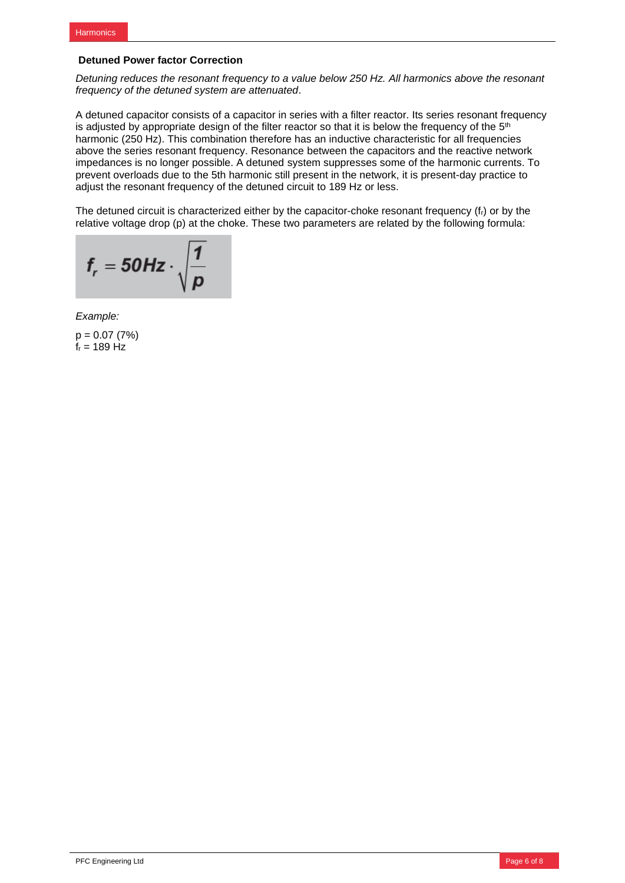**Detuned Power factor Correction**

*Detuning reduces the resonant frequency to a value below 250 Hz. All harmonics above the resonant frequency of the detuned system are attenuated*.

A detuned capacitor consists of a capacitor in series with a filter reactor. Its series resonant frequency is adjusted by appropriate design of the filter reactor so that it is below the frequency of the $5^{th}$ harmonic (250 Hz). This combination therefore has an inductive characteristic for all frequencies above the series resonant frequency. Resonance between the capacitors and the reactive network impedances is no longer possible. A detuned system suppresses some of the harmonic currents. To prevent overloads due to the 5th harmonic still present in the network, it is present-day practice to adjust the resonant frequency of the detuned circuit to 189 Hz or less.

The detuned circuit is characterized either by the capacitor-choke resonant frequency ($f_r$) or by the relative voltage drop (p) at the choke. These two parameters are related by the following formula:

$$f_r = 50Hz \cdot \sqrt{\frac{1}{p}}$$

*Example:*

p = 0.07 (7%)
$f_r$ = 189 Hz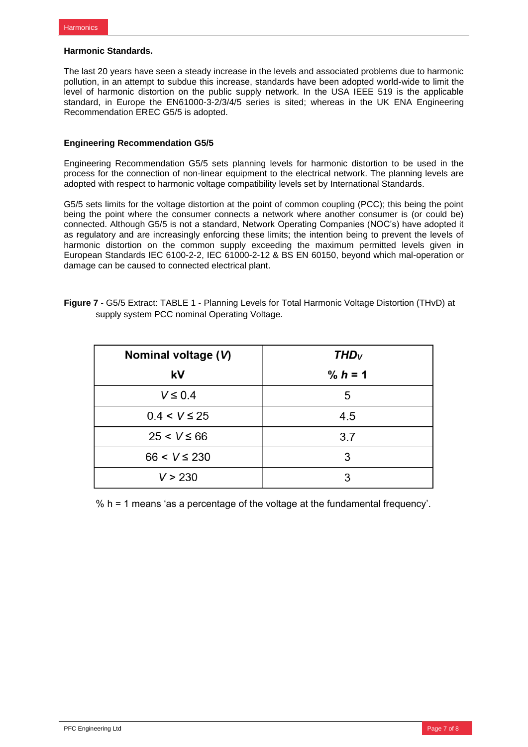### Harmonic Standards.

The last 20 years have seen a steady increase in the levels and associated problems due to harmonic pollution, in an attempt to subdue this increase, standards have been adopted world-wide to limit the level of harmonic distortion on the public supply network. In the USA IEEE 519 is the applicable standard, in Europe the EN61000-3-2/3/4/5 series is sited; whereas in the UK ENA Engineering Recommendation EREC G5/5 is adopted.

### Engineering Recommendation G5/5

Engineering Recommendation G5/5 sets planning levels for harmonic distortion to be used in the process for the connection of non-linear equipment to the electrical network. The planning levels are adopted with respect to harmonic voltage compatibility levels set by International Standards.

G5/5 sets limits for the voltage distortion at the point of common coupling (PCC); this being the point being the point where the consumer connects a network where another consumer is (or could be) connected. Although G5/5 is not a standard, Network Operating Companies (NOC's) have adopted it as regulatory and are increasingly enforcing these limits; the intention being to prevent the levels of harmonic distortion on the common supply exceeding the maximum permitted levels given in European Standards IEC 6100-2-2, IEC 61000-2-12 & BS EN 60150, beyond which mal-operation or damage can be caused to connected electrical plant.

**Figure 7** - G5/5 Extract: TABLE 1 - Planning Levels for Total Harmonic Voltage Distortion (THvD) at supply system PCC nominal Operating Voltage.

| **Nominal voltage (*V*) kV** | ***THD$_V$* % *h* = 1** |
|---|---|
| $V \leq 0.4$ | 5 |
| $0.4 < V \leq 25$ | 4.5 |
| $25 < V \leq 66$ | 3.7 |
| $66 < V \leq 230$ | 3 |
| $V > 230$ | 3 |

% h = 1 means 'as a percentage of the voltage at the fundamental frequency'.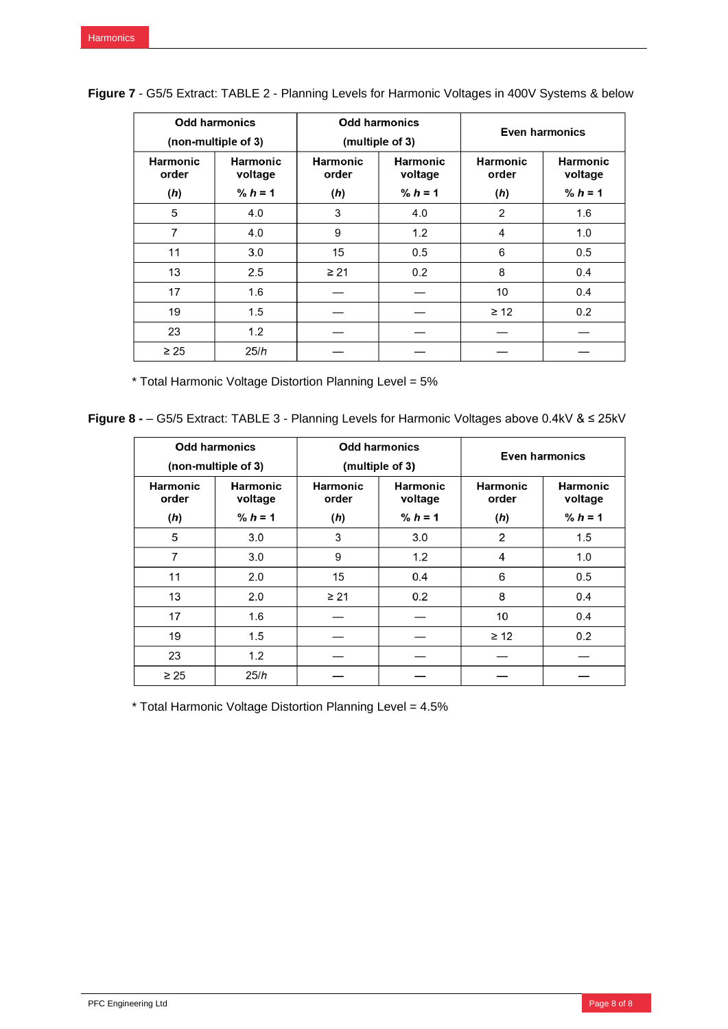**Figure 7** - G5/5 Extract: TABLE 2 - Planning Levels for Harmonic Voltages in 400V Systems & below

| **Odd harmonics (non-multiple of 3)** | | **Odd harmonics (multiple of 3)** | | **Even harmonics** | |
|---|---|---|---|---|---|
| **Harmonic order (*h*)** | **Harmonic voltage % *h* = 1** | **Harmonic order (*h*)** | **Harmonic voltage % *h* = 1** | **Harmonic order (*h*)** | **Harmonic voltage % *h* = 1** |
| 5 | 4.0 | 3 | 4.0 | 2 | 1.6 |
| 7 | 4.0 | 9 | 1.2 | 4 | 1.0 |
| 11 | 3.0 | 15 | 0.5 | 6 | 0.5 |
| 13 | 2.5 | ≥ 21 | 0.2 | 8 | 0.4 |
| 17 | 1.6 | — | — | 10 | 0.4 |
| 19 | 1.5 | — | — | ≥ 12 | 0.2 |
| 23 | 1.2 | — | — | — | — |
| ≥ 25 | 25/*h* | — | — | — | — |

* Total Harmonic Voltage Distortion Planning Level = 5%

**Figure 8 -** – G5/5 Extract: TABLE 3 - Planning Levels for Harmonic Voltages above 0.4kV & ≤ 25kV

| **Odd harmonics (non-multiple of 3)** | | **Odd harmonics (multiple of 3)** | | **Even harmonics** | |
|---|---|---|---|---|---|
| **Harmonic order (*h*)** | **Harmonic voltage % *h* = 1** | **Harmonic order (*h*)** | **Harmonic voltage % *h* = 1** | **Harmonic order (*h*)** | **Harmonic voltage % *h* = 1** |
| 5 | 3.0 | 3 | 3.0 | 2 | 1.5 |
| 7 | 3.0 | 9 | 1.2 | 4 | 1.0 |
| 11 | 2.0 | 15 | 0.4 | 6 | 0.5 |
| 13 | 2.0 | ≥ 21 | 0.2 | 8 | 0.4 |
| 17 | 1.6 | — | — | 10 | 0.4 |
| 19 | 1.5 | — | — | ≥ 12 | 0.2 |
| 23 | 1.2 | — | — | — | — |
| ≥ 25 | 25/*h* | — | — | — | — |

* Total Harmonic Voltage Distortion Planning Level = 4.5%